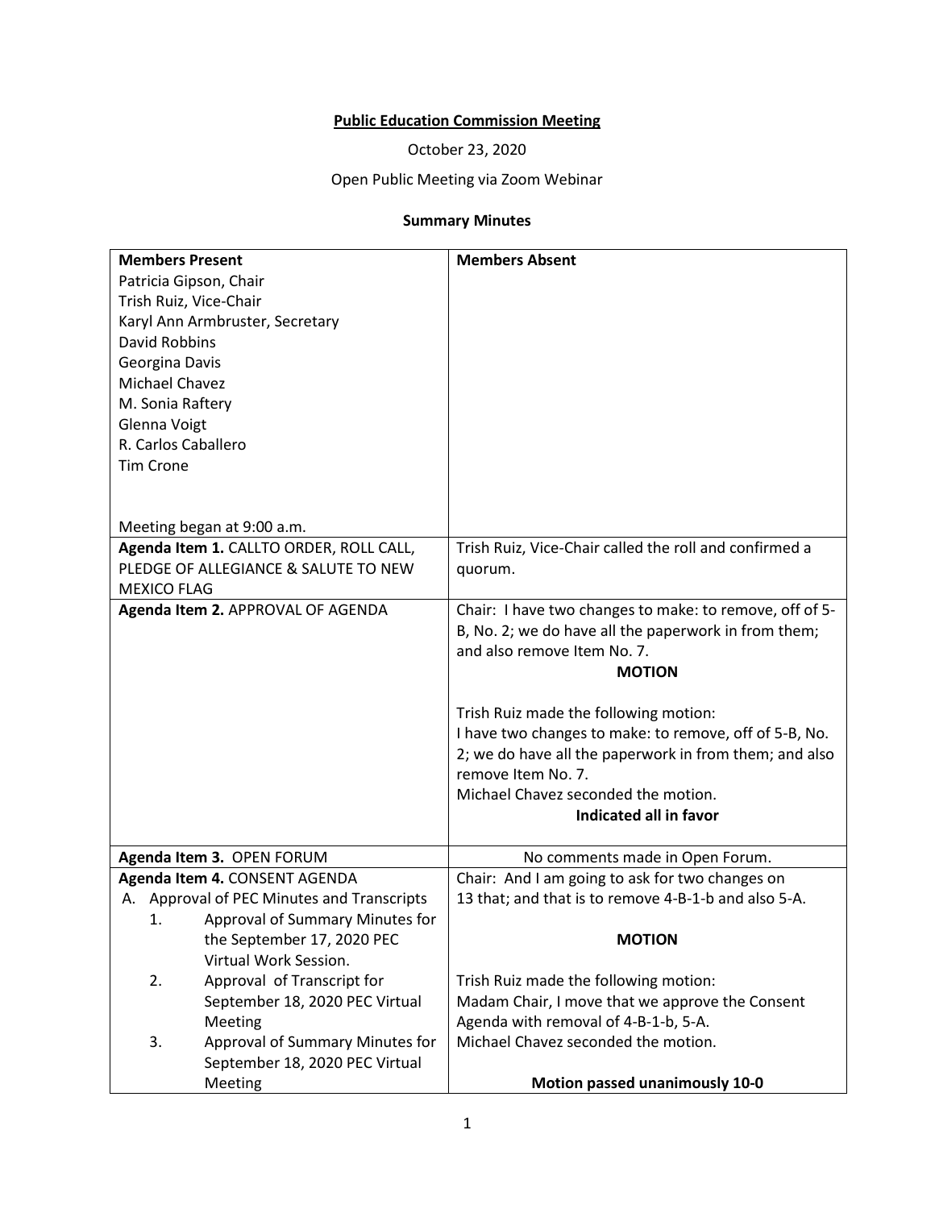**Public Education Commission Meeting**

October 23, 2020

Open Public Meeting via Zoom Webinar

**Summary Minutes**

| **Members Present** | **Members Absent** |
|---|---|
| Patricia Gipson, Chair<br>Trish Ruiz, Vice-Chair<br>Karyl Ann Armbruster, Secretary<br>David Robbins<br>Georgina Davis<br>Michael Chavez<br>M. Sonia Raftery<br>Glenna Voigt<br>R. Carlos Caballero<br>Tim Crone<br><br>Meeting began at 9:00 a.m. | |
| **Agenda Item 1.** CALLTO ORDER, ROLL CALL, PLEDGE OF ALLEGIANCE & SALUTE TO NEW MEXICO FLAG | Trish Ruiz, Vice-Chair called the roll and confirmed a quorum. |
| **Agenda Item 2.** APPROVAL OF AGENDA | Chair: I have two changes to make: to remove, off of 5-B, No. 2; we do have all the paperwork in from them; and also remove Item No. 7.<br>**MOTION**<br><br>Trish Ruiz made the following motion:<br>I have two changes to make: to remove, off of 5-B, No. 2; we do have all the paperwork in from them; and also remove Item No. 7.<br>Michael Chavez seconded the motion.<br>**Indicated all in favor** |
| **Agenda Item 3.** OPEN FORUM | No comments made in Open Forum. |
| **Agenda Item 4.** CONSENT AGENDA<br>A. Approval of PEC Minutes and Transcripts<br>1. Approval of Summary Minutes for the September 17, 2020 PEC Virtual Work Session.<br>2. Approval of Transcript for September 18, 2020 PEC Virtual Meeting<br>3. Approval of Summary Minutes for September 18, 2020 PEC Virtual Meeting | Chair: And I am going to ask for two changes on 13 that; and that is to remove 4-B-1-b and also 5-A.<br><br>**MOTION**<br><br>Trish Ruiz made the following motion:<br>Madam Chair, I move that we approve the Consent Agenda with removal of 4-B-1-b, 5-A.<br>Michael Chavez seconded the motion.<br><br>**Motion passed unanimously 10-0** |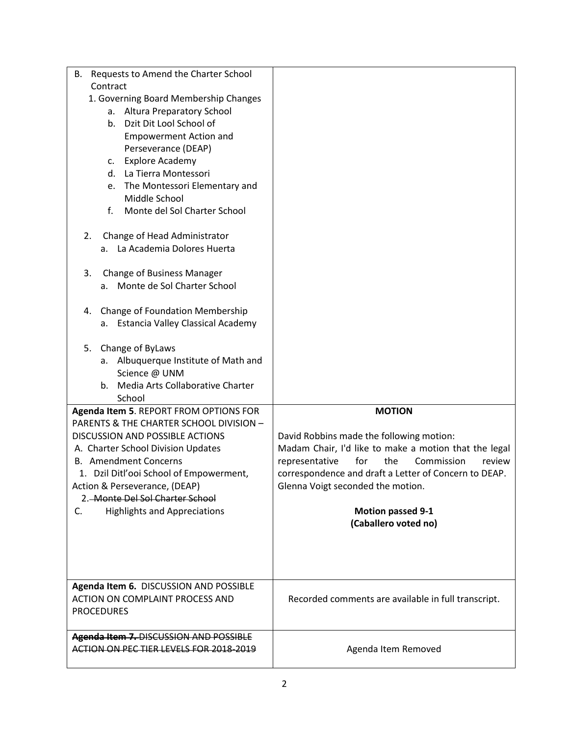| | |
|---|---|
| B. Requests to Amend the Charter School Contract<br>1. Governing Board Membership Changes<br>a. Altura Preparatory School<br>b. Dzit Dit Lool School of Empowerment Action and Perseverance (DEAP)<br>c. Explore Academy<br>d. La Tierra Montessori<br>e. The Montessori Elementary and Middle School<br>f. Monte del Sol Charter School<br><br>2. Change of Head Administrator<br>a. La Academia Dolores Huerta<br><br>3. Change of Business Manager<br>a. Monte de Sol Charter School<br><br>4. Change of Foundation Membership<br>a. Estancia Valley Classical Academy<br><br>5. Change of ByLaws<br>a. Albuquerque Institute of Math and Science @ UNM<br>b. Media Arts Collaborative Charter School | |
| **Agenda Item 5**. REPORT FROM OPTIONS FOR PARENTS & THE CHARTER SCHOOL DIVISION – DISCUSSION AND POSSIBLE ACTIONS<br>A. Charter School Division Updates<br>B. Amendment Concerns<br>1. Dzil Ditl'ooi School of Empowerment, Action & Perseverance, (DEAP)<br>~~2. Monte Del Sol Charter School~~<br>C. Highlights and Appreciations | **MOTION**<br><br>David Robbins made the following motion:<br>Madam Chair, I'd like to make a motion that the legal representative for the Commission review correspondence and draft a Letter of Concern to DEAP.<br>Glenna Voigt seconded the motion.<br><br>**Motion passed 9-1**<br>**(Caballero voted no)** |
| **Agenda Item 6.** DISCUSSION AND POSSIBLE ACTION ON COMPLAINT PROCESS AND PROCEDURES | Recorded comments are available in full transcript. |
| ~~**Agenda Item 7.** DISCUSSION AND POSSIBLE ACTION ON PEC TIER LEVELS FOR 2018-2019~~ | Agenda Item Removed |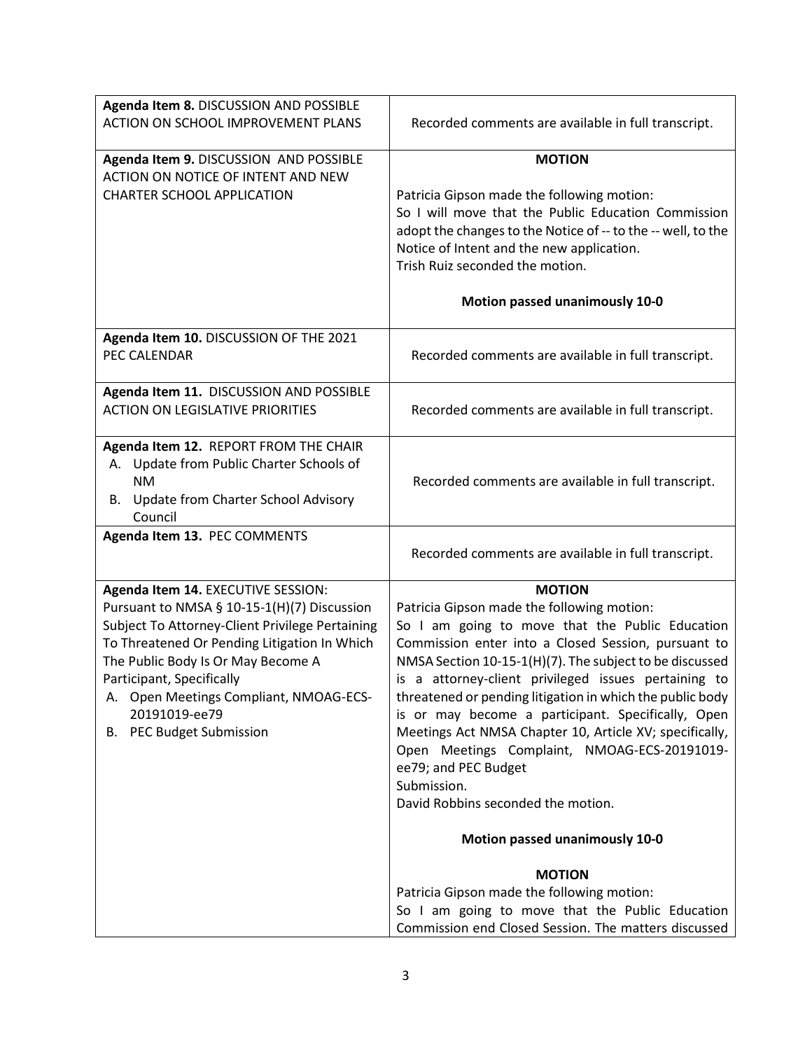| | |
|---|---|
| **Agenda Item 8.** DISCUSSION AND POSSIBLE ACTION ON SCHOOL IMPROVEMENT PLANS | Recorded comments are available in full transcript. |
| **Agenda Item 9.** DISCUSSION AND POSSIBLE ACTION ON NOTICE OF INTENT AND NEW CHARTER SCHOOL APPLICATION | **MOTION**<br><br>Patricia Gipson made the following motion:<br>So I will move that the Public Education Commission adopt the changes to the Notice of -- to the -- well, to the Notice of Intent and the new application.<br>Trish Ruiz seconded the motion.<br><br>**Motion passed unanimously 10-0** |
| **Agenda Item 10.** DISCUSSION OF THE 2021 PEC CALENDAR | Recorded comments are available in full transcript. |
| **Agenda Item 11.** DISCUSSION AND POSSIBLE ACTION ON LEGISLATIVE PRIORITIES | Recorded comments are available in full transcript. |
| **Agenda Item 12.** REPORT FROM THE CHAIR<br>A. Update from Public Charter Schools of NM<br>B. Update from Charter School Advisory Council | Recorded comments are available in full transcript. |
| **Agenda Item 13.** PEC COMMENTS | Recorded comments are available in full transcript. |
| **Agenda Item 14.** EXECUTIVE SESSION: Pursuant to NMSA § 10-15-1(H)(7) Discussion Subject To Attorney-Client Privilege Pertaining To Threatened Or Pending Litigation In Which The Public Body Is Or May Become A Participant, Specifically<br>A. Open Meetings Compliant, NMOAG-ECS-20191019-ee79<br>B. PEC Budget Submission | **MOTION**<br>Patricia Gipson made the following motion:<br>So I am going to move that the Public Education Commission enter into a Closed Session, pursuant to NMSA Section 10-15-1(H)(7). The subject to be discussed is a attorney-client privileged issues pertaining to threatened or pending litigation in which the public body is or may become a participant. Specifically, Open Meetings Act NMSA Chapter 10, Article XV; specifically, Open Meetings Complaint, NMOAG-ECS-20191019-ee79; and PEC Budget Submission.<br>David Robbins seconded the motion.<br><br>**Motion passed unanimously 10-0**<br><br>**MOTION**<br>Patricia Gipson made the following motion:<br>So I am going to move that the Public Education Commission end Closed Session. The matters discussed |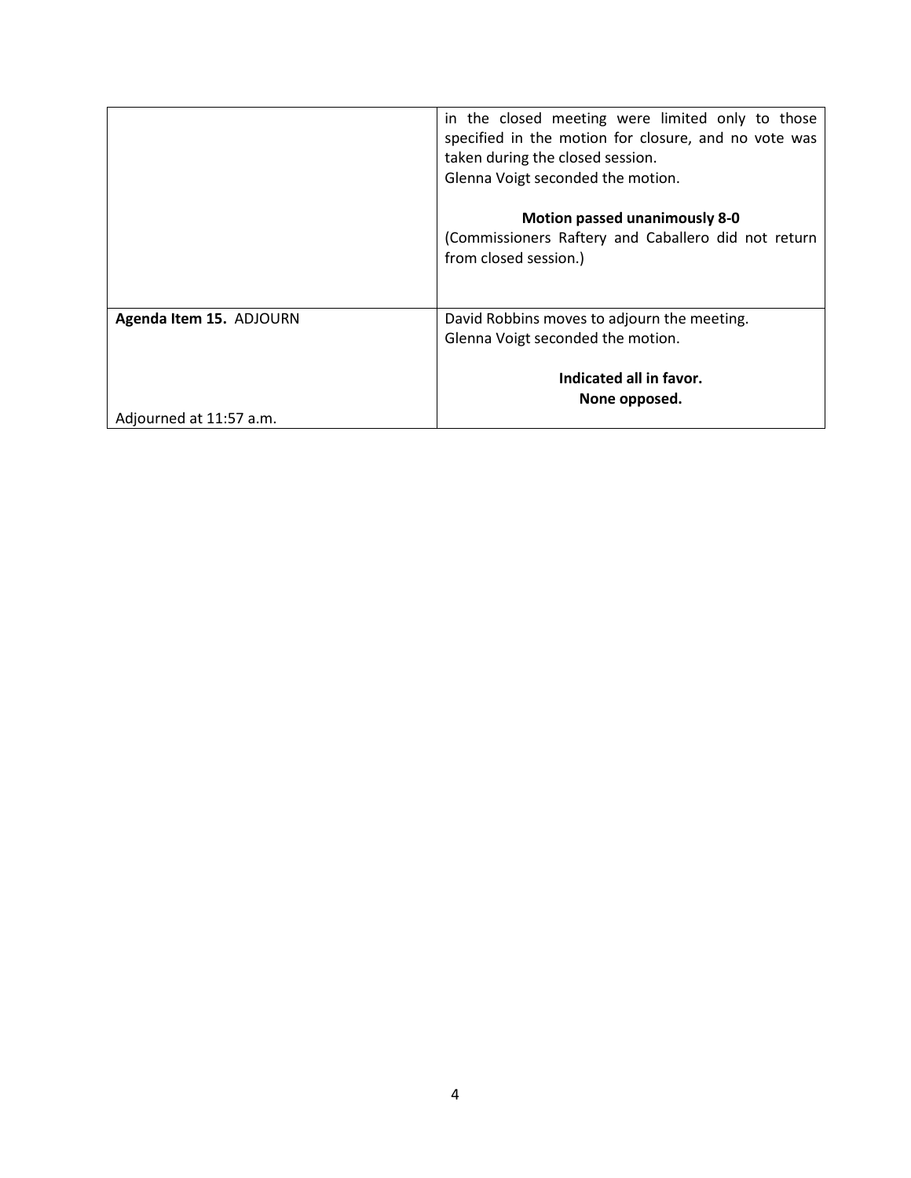| | |
|---|---|
| | in the closed meeting were limited only to those specified in the motion for closure, and no vote was taken during the closed session.<br>Glenna Voigt seconded the motion.<br><br>**Motion passed unanimously 8-0**<br>(Commissioners Raftery and Caballero did not return from closed session.) |
| **Agenda Item 15.** ADJOURN<br><br><br><br>Adjourned at 11:57 a.m. | David Robbins moves to adjourn the meeting.<br>Glenna Voigt seconded the motion.<br><br>**Indicated all in favor.**<br>**None opposed.** |